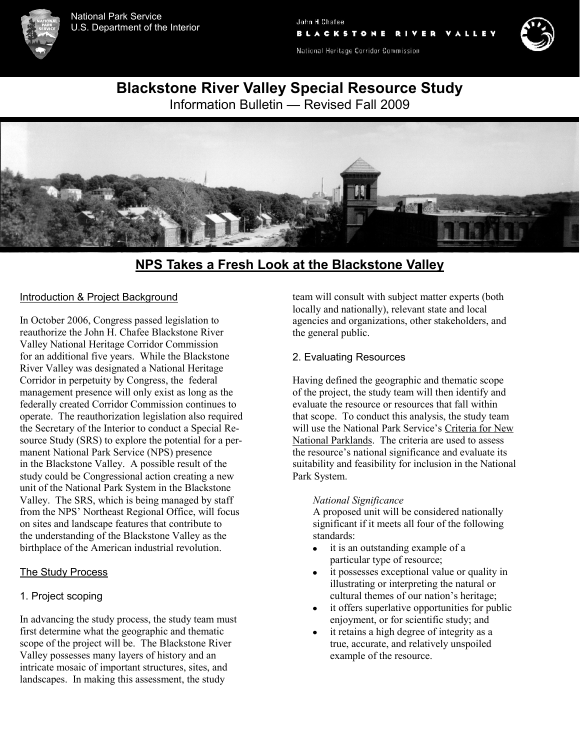National Park Service
U.S. Department of the Interior

John H Chafee
BLACKSTONE RIVER VALLEY
National Heritage Corridor Commission

# Blackstone River Valley Special Resource Study

Information Bulletin — Revised Fall 2009

## NPS Takes a Fresh Look at the Blackstone Valley

### Introduction & Project Background

In October 2006, Congress passed legislation to reauthorize the John H. Chafee Blackstone River Valley National Heritage Corridor Commission for an additional five years. While the Blackstone River Valley was designated a National Heritage Corridor in perpetuity by Congress, the federal management presence will only exist as long as the federally created Corridor Commission continues to operate. The reauthorization legislation also required the Secretary of the Interior to conduct a Special Resource Study (SRS) to explore the potential for a permanent National Park Service (NPS) presence in the Blackstone Valley. A possible result of the study could be Congressional action creating a new unit of the National Park System in the Blackstone Valley. The SRS, which is being managed by staff from the NPS' Northeast Regional Office, will focus on sites and landscape features that contribute to the understanding of the Blackstone Valley as the birthplace of the American industrial revolution.

### The Study Process

#### 1. Project scoping

In advancing the study process, the study team must first determine what the geographic and thematic scope of the project will be. The Blackstone River Valley possesses many layers of history and an intricate mosaic of important structures, sites, and landscapes. In making this assessment, the study team will consult with subject matter experts (both locally and nationally), relevant state and local agencies and organizations, other stakeholders, and the general public.

#### 2. Evaluating Resources

Having defined the geographic and thematic scope of the project, the study team will then identify and evaluate the resource or resources that fall within that scope. To conduct this analysis, the study team will use the National Park Service's Criteria for New National Parklands. The criteria are used to assess the resource's national significance and evaluate its suitability and feasibility for inclusion in the National Park System.

*National Significance*

A proposed unit will be considered nationally significant if it meets all four of the following standards:

- it is an outstanding example of a particular type of resource;
- it possesses exceptional value or quality in illustrating or interpreting the natural or cultural themes of our nation's heritage;
- it offers superlative opportunities for public enjoyment, or for scientific study; and
- it retains a high degree of integrity as a true, accurate, and relatively unspoiled example of the resource.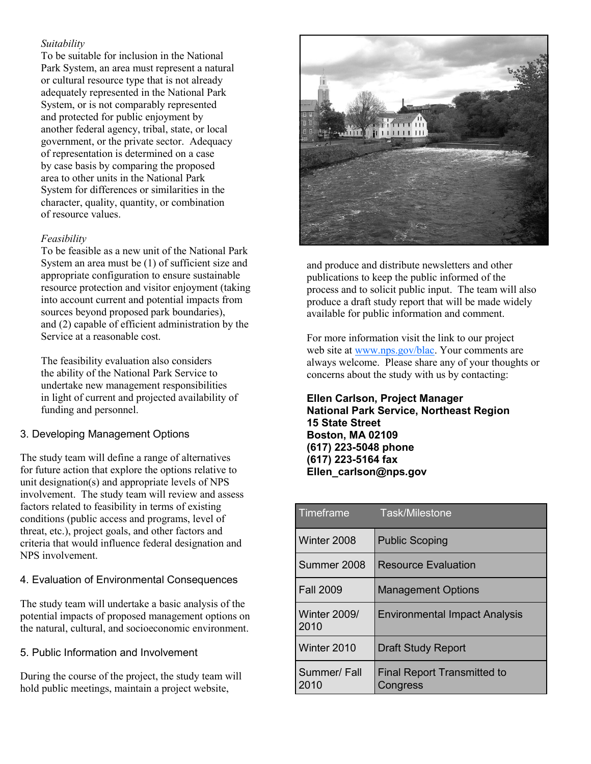*Suitability*

To be suitable for inclusion in the National Park System, an area must represent a natural or cultural resource type that is not already adequately represented in the National Park System, or is not comparably represented and protected for public enjoyment by another federal agency, tribal, state, or local government, or the private sector. Adequacy of representation is determined on a case by case basis by comparing the proposed area to other units in the National Park System for differences or similarities in the character, quality, quantity, or combination of resource values.

*Feasibility*

To be feasible as a new unit of the National Park System an area must be (1) of sufficient size and appropriate configuration to ensure sustainable resource protection and visitor enjoyment (taking into account current and potential impacts from sources beyond proposed park boundaries), and (2) capable of efficient administration by the Service at a reasonable cost.

The feasibility evaluation also considers the ability of the National Park Service to undertake new management responsibilities in light of current and projected availability of funding and personnel.

## 3. Developing Management Options

The study team will define a range of alternatives for future action that explore the options relative to unit designation(s) and appropriate levels of NPS involvement. The study team will review and assess factors related to feasibility in terms of existing conditions (public access and programs, level of threat, etc.), project goals, and other factors and criteria that would influence federal designation and NPS involvement.

## 4. Evaluation of Environmental Consequences

The study team will undertake a basic analysis of the potential impacts of proposed management options on the natural, cultural, and socioeconomic environment.

## 5. Public Information and Involvement

During the course of the project, the study team will hold public meetings, maintain a project website, and produce and distribute newsletters and other publications to keep the public informed of the process and to solicit public input. The team will also produce a draft study report that will be made widely available for public information and comment.

For more information visit the link to our project web site at www.nps.gov/blac. Your comments are always welcome. Please share any of your thoughts or concerns about the study with us by contacting:

**Ellen Carlson, Project Manager**
**National Park Service, Northeast Region**
**15 State Street**
**Boston, MA 02109**
**(617) 223-5048 phone**
**(617) 223-5164 fax**
**Ellen_carlson@nps.gov**

| Timeframe | Task/Milestone |
|---|---|
| Winter 2008 | Public Scoping |
| Summer 2008 | Resource Evaluation |
| Fall 2009 | Management Options |
| Winter 2009/ 2010 | Environmental Impact Analysis |
| Winter 2010 | Draft Study Report |
| Summer/ Fall 2010 | Final Report Transmitted to Congress |